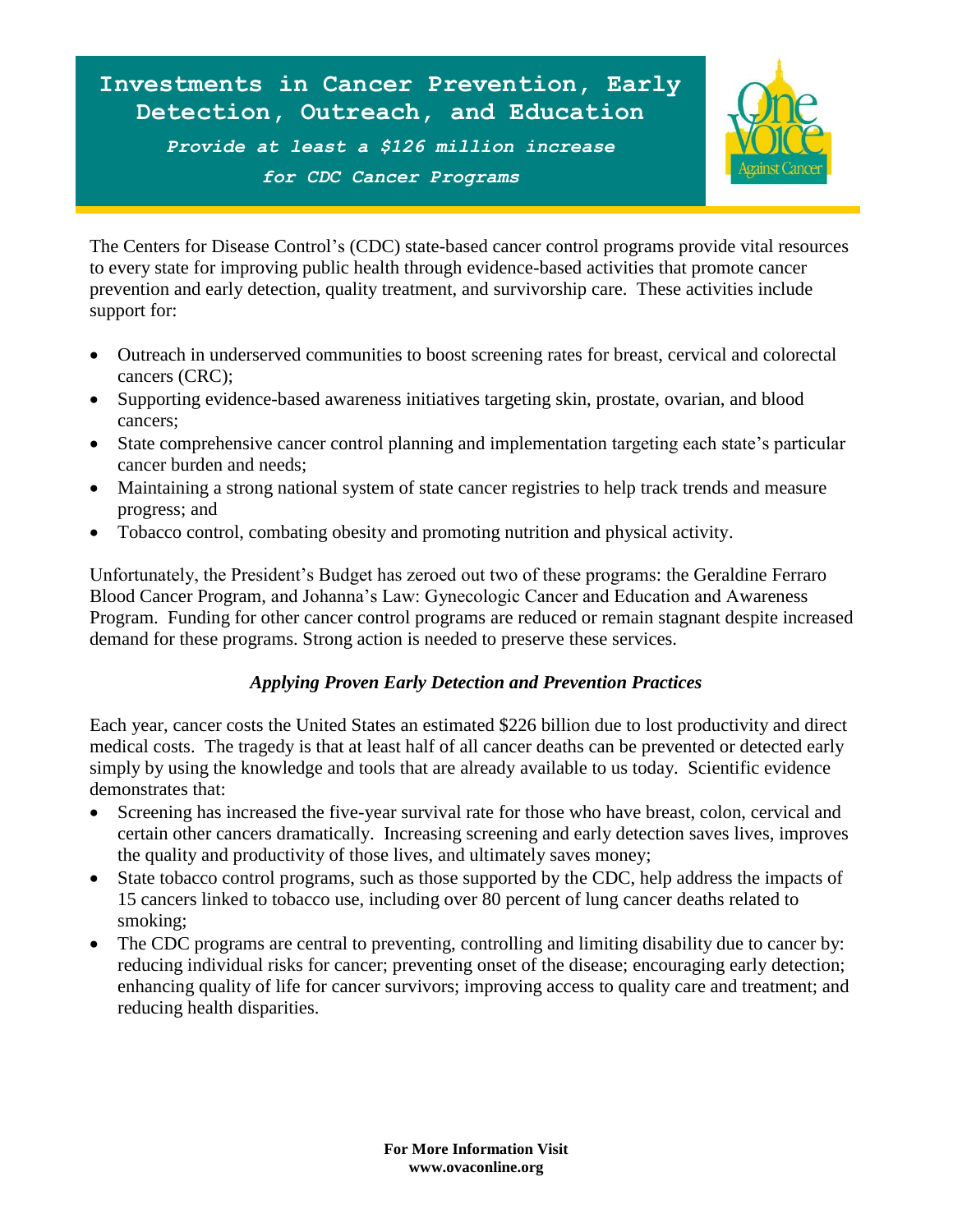# Investments in Cancer Prevention, Early Detection, Outreach, and Education

***Provide at least a $126 million increase for CDC Cancer Programs***

The Centers for Disease Control's (CDC) state-based cancer control programs provide vital resources to every state for improving public health through evidence-based activities that promote cancer prevention and early detection, quality treatment, and survivorship care. These activities include support for:

- Outreach in underserved communities to boost screening rates for breast, cervical and colorectal cancers (CRC);
- Supporting evidence-based awareness initiatives targeting skin, prostate, ovarian, and blood cancers;
- State comprehensive cancer control planning and implementation targeting each state's particular cancer burden and needs;
- Maintaining a strong national system of state cancer registries to help track trends and measure progress; and
- Tobacco control, combating obesity and promoting nutrition and physical activity.

Unfortunately, the President's Budget has zeroed out two of these programs: the Geraldine Ferraro Blood Cancer Program, and Johanna's Law: Gynecologic Cancer and Education and Awareness Program. Funding for other cancer control programs are reduced or remain stagnant despite increased demand for these programs. Strong action is needed to preserve these services.

### *Applying Proven Early Detection and Prevention Practices*

Each year, cancer costs the United States an estimated $226 billion due to lost productivity and direct medical costs. The tragedy is that at least half of all cancer deaths can be prevented or detected early simply by using the knowledge and tools that are already available to us today. Scientific evidence demonstrates that:

- Screening has increased the five-year survival rate for those who have breast, colon, cervical and certain other cancers dramatically. Increasing screening and early detection saves lives, improves the quality and productivity of those lives, and ultimately saves money;
- State tobacco control programs, such as those supported by the CDC, help address the impacts of 15 cancers linked to tobacco use, including over 80 percent of lung cancer deaths related to smoking;
- The CDC programs are central to preventing, controlling and limiting disability due to cancer by: reducing individual risks for cancer; preventing onset of the disease; encouraging early detection; enhancing quality of life for cancer survivors; improving access to quality care and treatment; and reducing health disparities.

**For More Information Visit**
**www.ovaconline.org**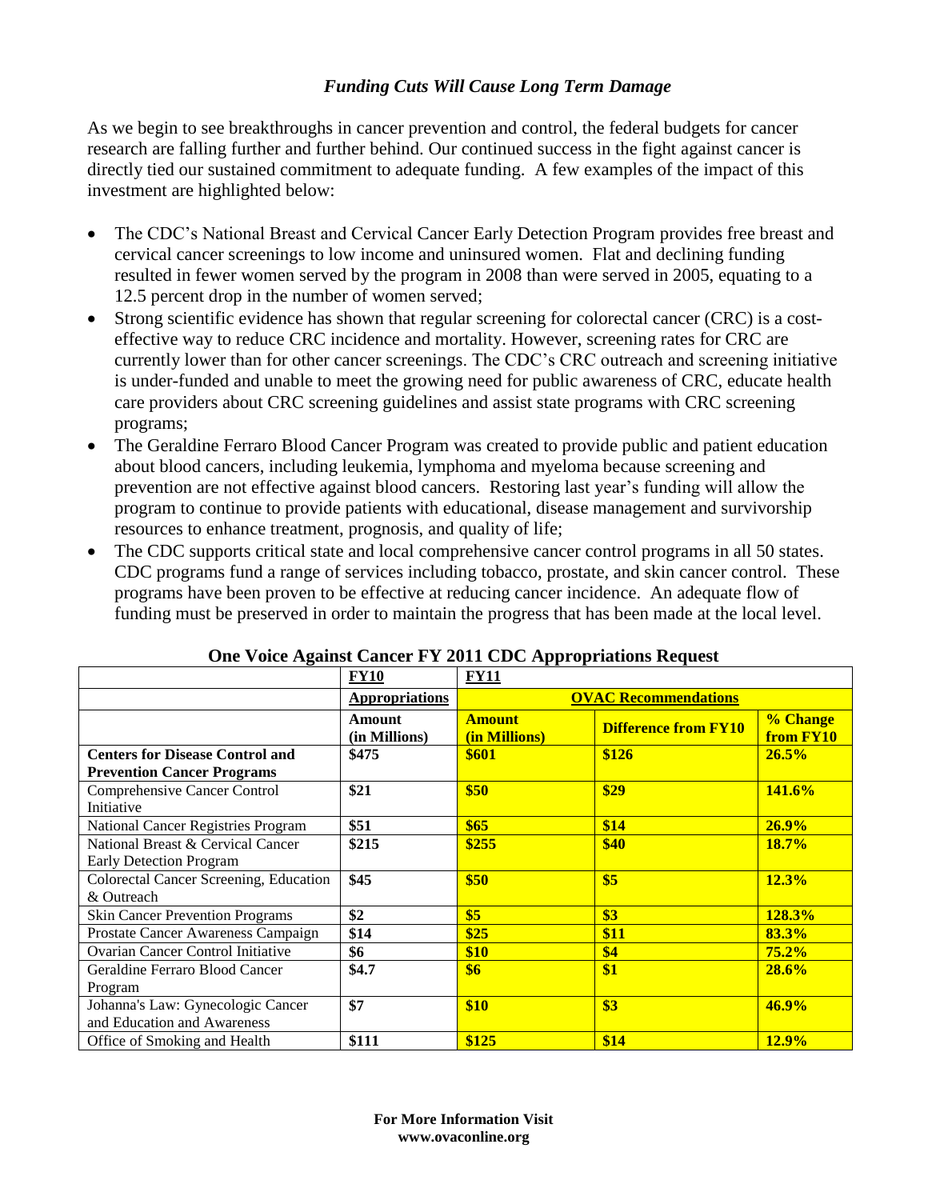*Funding Cuts Will Cause Long Term Damage*

As we begin to see breakthroughs in cancer prevention and control, the federal budgets for cancer research are falling further and further behind. Our continued success in the fight against cancer is directly tied our sustained commitment to adequate funding. A few examples of the impact of this investment are highlighted below:

- The CDC's National Breast and Cervical Cancer Early Detection Program provides free breast and cervical cancer screenings to low income and uninsured women. Flat and declining funding resulted in fewer women served by the program in 2008 than were served in 2005, equating to a 12.5 percent drop in the number of women served;
- Strong scientific evidence has shown that regular screening for colorectal cancer (CRC) is a cost-effective way to reduce CRC incidence and mortality. However, screening rates for CRC are currently lower than for other cancer screenings. The CDC's CRC outreach and screening initiative is under-funded and unable to meet the growing need for public awareness of CRC, educate health care providers about CRC screening guidelines and assist state programs with CRC screening programs;
- The Geraldine Ferraro Blood Cancer Program was created to provide public and patient education about blood cancers, including leukemia, lymphoma and myeloma because screening and prevention are not effective against blood cancers. Restoring last year's funding will allow the program to continue to provide patients with educational, disease management and survivorship resources to enhance treatment, prognosis, and quality of life;
- The CDC supports critical state and local comprehensive cancer control programs in all 50 states. CDC programs fund a range of services including tobacco, prostate, and skin cancer control. These programs have been proven to be effective at reducing cancer incidence. An adequate flow of funding must be preserved in order to maintain the progress that has been made at the local level.

**One Voice Against Cancer FY 2011 CDC Appropriations Request**

| | FY10 | FY11 | | |
|---|---|---|---|---|
| | Appropriations | OVAC Recommendations | | |
| | Amount (in Millions) | Amount (in Millions) | Difference from FY10 | % Change from FY10 |
| **Centers for Disease Control and Prevention Cancer Programs** | **$475** | **$601** | **$126** | **26.5%** |
| Comprehensive Cancer Control Initiative | **$21** | **$50** | **$29** | **141.6%** |
| National Cancer Registries Program | **$51** | **$65** | **$14** | **26.9%** |
| National Breast & Cervical Cancer Early Detection Program | **$215** | **$255** | **$40** | **18.7%** |
| Colorectal Cancer Screening, Education & Outreach | **$45** | **$50** | **$5** | **12.3%** |
| Skin Cancer Prevention Programs | **$2** | **$5** | **$3** | **128.3%** |
| Prostate Cancer Awareness Campaign | **$14** | **$25** | **$11** | **83.3%** |
| Ovarian Cancer Control Initiative | **$6** | **$10** | **$4** | **75.2%** |
| Geraldine Ferraro Blood Cancer Program | **$4.7** | **$6** | **$1** | **28.6%** |
| Johanna's Law: Gynecologic Cancer and Education and Awareness | **$7** | **$10** | **$3** | **46.9%** |
| Office of Smoking and Health | **$111** | **$125** | **$14** | **12.9%** |

**For More Information Visit**
**www.ovaconline.org**